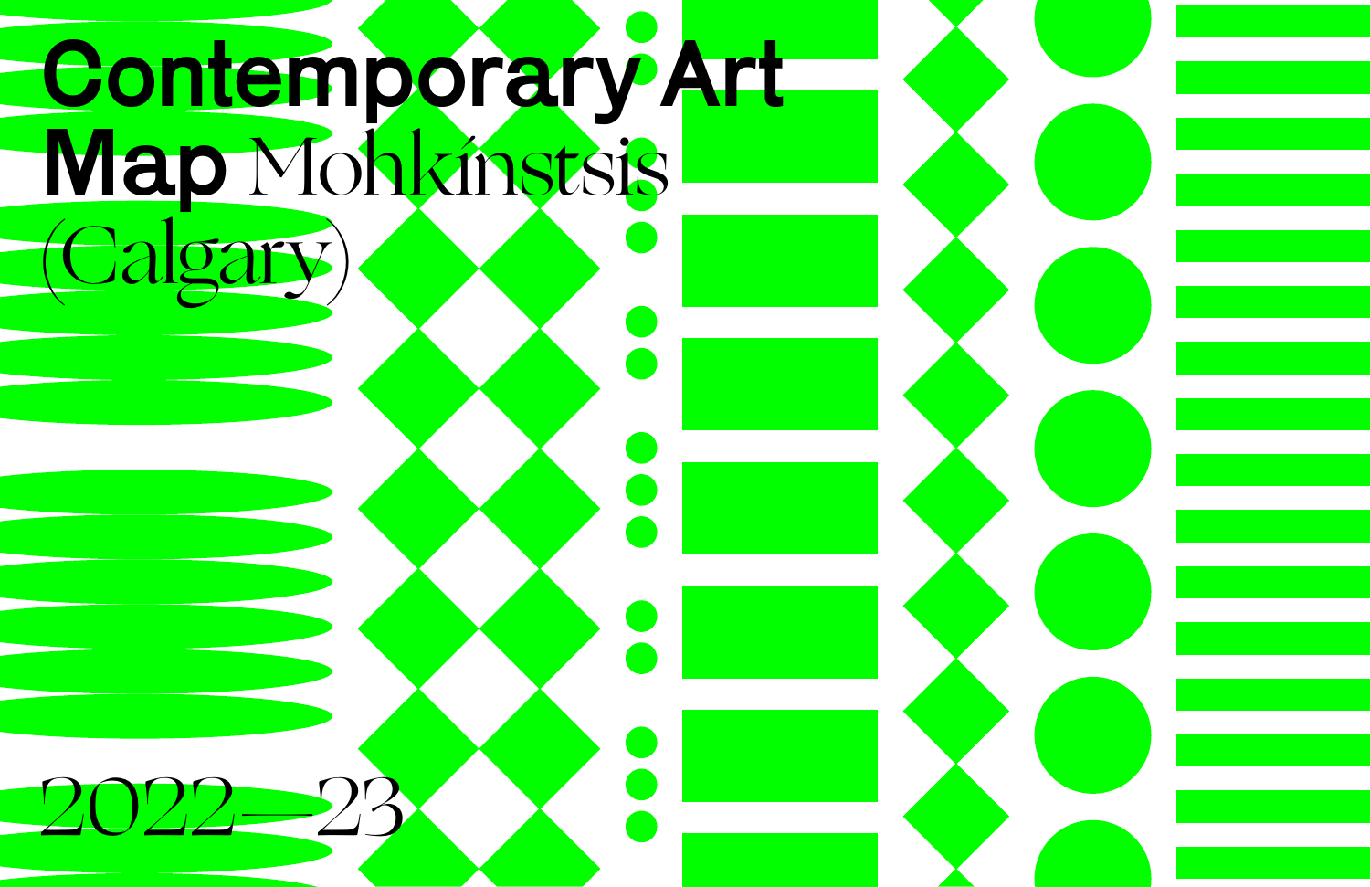# Contemporary Art Map Mohkínstsis (Calgary)

2022—23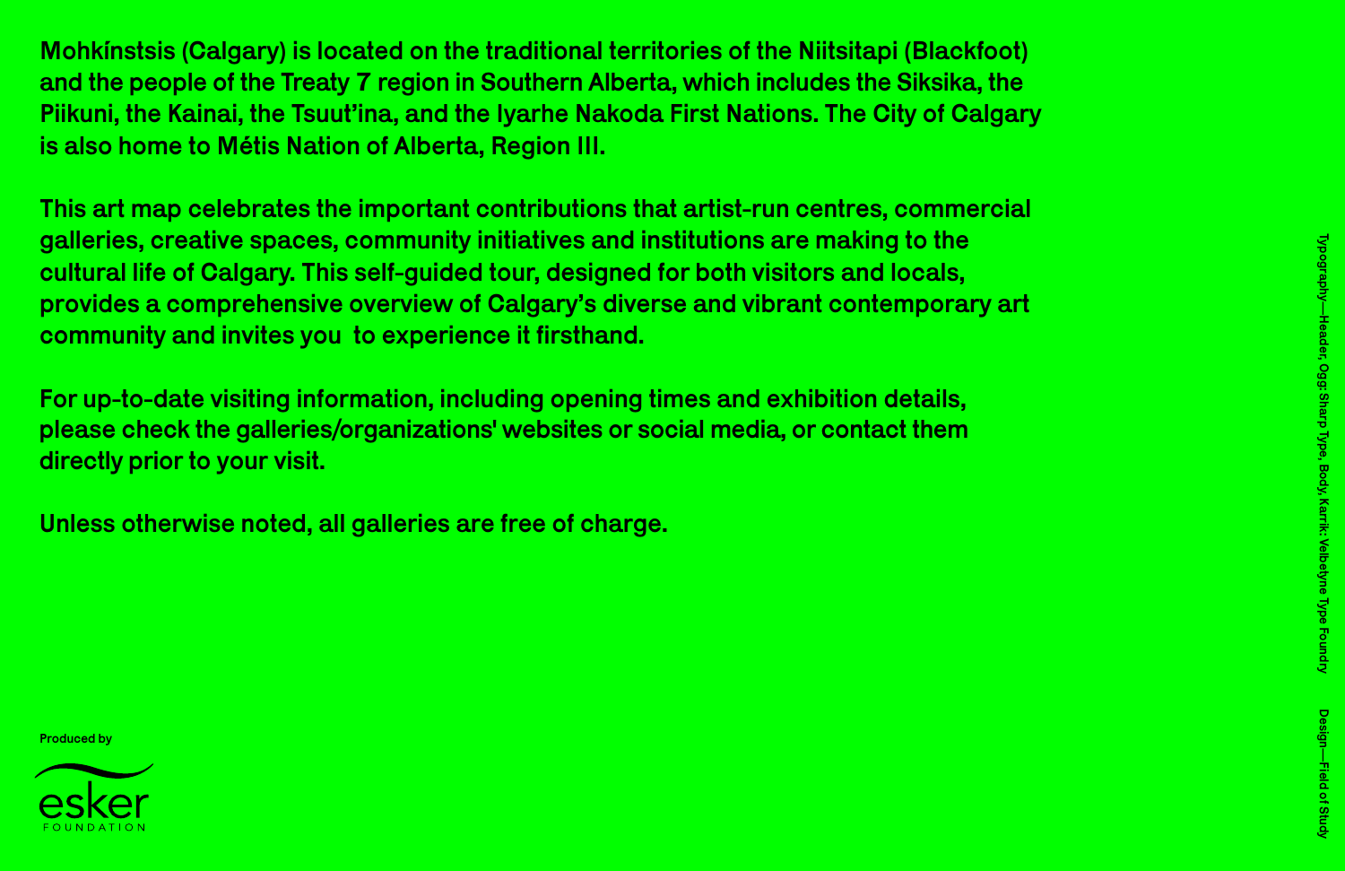Mohkínstsis (Calgary) is located on the traditional territories of the Niitsitapi (Blackfoot) and the people of the Treaty 7 region in Southern Alberta, which includes the Siksika, the Piikuni, the Kainai, the Tsuut'ina, and the Iyarhe Nakoda First Nations. The City of Calgary is also home to Métis Nation of Alberta, Region III.

This art map celebrates the important contributions that artist-run centres, commercial galleries, creative spaces, community initiatives and institutions are making to the cultural life of Calgary. This self-guided tour, designed for both visitors and locals, provides a comprehensive overview of Calgary's diverse and vibrant contemporary art community and invites you to experience it firsthand.

For up-to-date visiting information, including opening times and exhibition details, please check the galleries/organizations' websites or social media, or contact them directly prior to your visit.

Unless otherwise noted, all galleries are free of charge.

Produced by

esker FOUNDATION

Typography—Header, Ogg: Sharp Type, Body, Karrik: Velvetyne Type Foundry

Design—Field of Study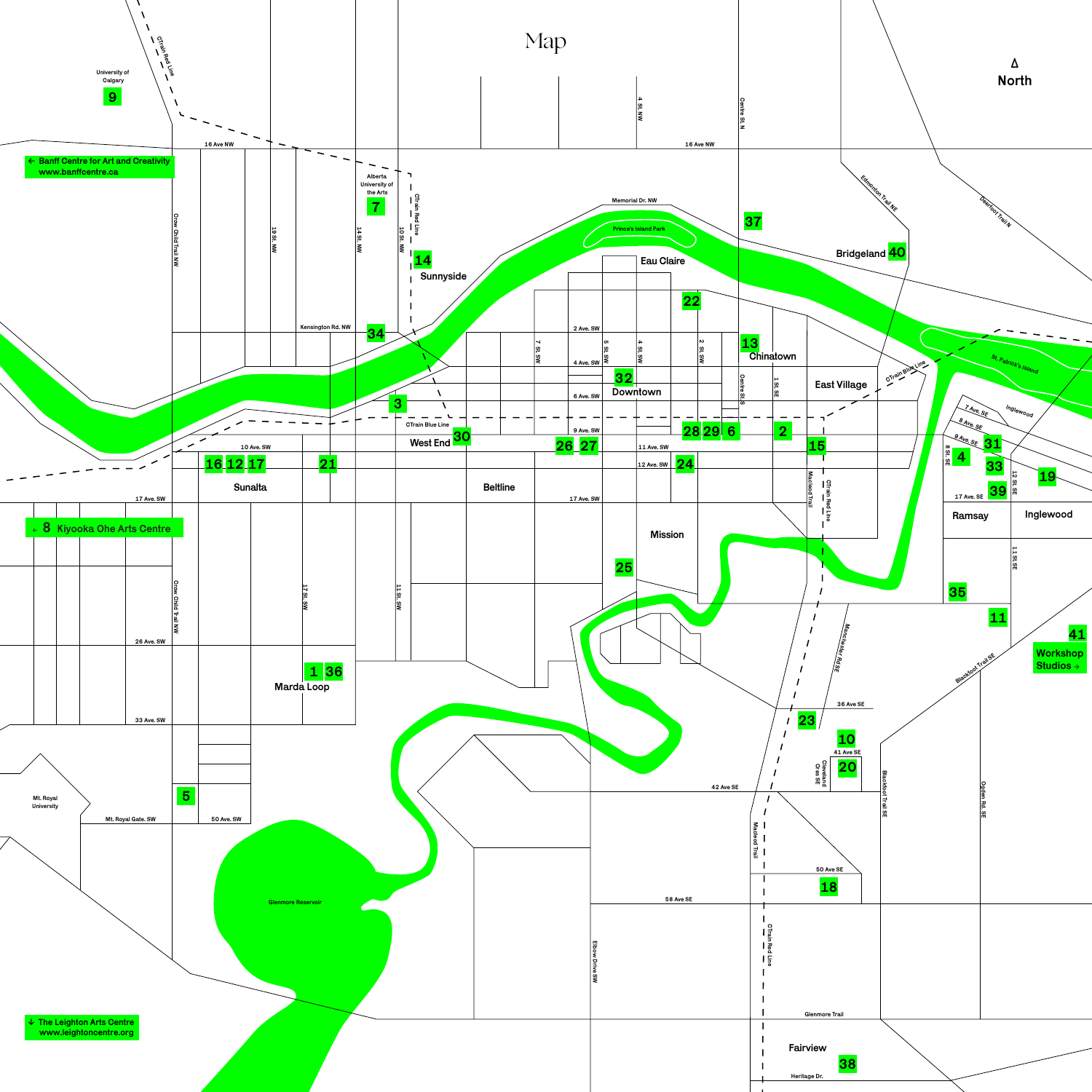# Map

North

University of Calgary 9

← Banff Centre for Art and Creativity
www.banffcentre.ca

Alberta University of the Arts 7

14 Sunnyside

Eau Claire

22

37

Bridgeland 40

13 Chinatown

East Village

34

32 Downtown

3

West End 30

26 27

28 29 6

2

15

31

4

33

19

39

16 12 17

21

Sunalta

Beltline

24

Ramsay

Inglewood

← 8 Kiyooka Ohe Arts Centre

Mission

25

35

11

41
Workshop Studios →

1 36
Marda Loop

23

10

20

5

18

Fairview
38

↓ The Leighton Arts Centre
www.leightoncentre.org

16 Ave NW, Memorial Dr. NW, Kensington Rd. NW, 2 Ave. SW, 4 Ave. SW, 6 Ave. SW, 9 Ave. SW, 10 Ave. SW, 11 Ave. SW, 12 Ave. SW, 17 Ave. SW, 26 Ave. SW, 33 Ave. SW, 50 Ave. SW, Mt. Royal Gate. SW, 7 Ave. SE, 8 Ave. SE, 9 Ave. SE, 17 Ave. SE, 36 Ave SE, 41 Ave SE, 42 Ave SE, 50 Ave SE, 58 Ave SE, Glenmore Trail, Heritage Dr., Crow Child Trail NW, 19 St. NW, 14 St. NW, 10 St. NW, 7 St. SW, 5 St. SW, 4 St. SW, 4 St. NW, 2 St. SW, Centre St. N, Centre St S, 1 St SE, 8 St. SE, 12 St. SE, 11 St SE, 17 St. SW, 11 St. SW, Macleod Trail, Manchester Rd SE, Cleveland Cres SE, Blackfoot Trail SE, Ogden Rd. SE, Elbow Drive SW, Edmonton Trail NE, Deerfoot Trail N, Inglewood, CTrain Red Line, CTrain Blue Line, Prince's Island Park, St. Patrick's Island, Glenmore Reservoir, Mt. Royal University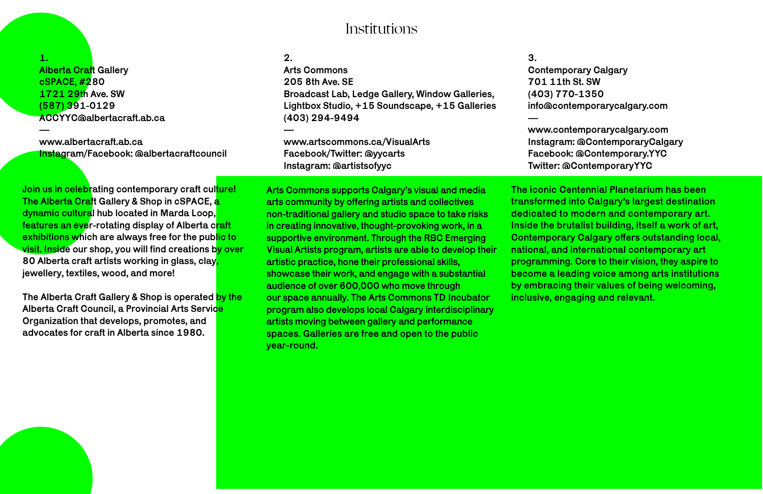# Institutions

**1.**
**Alberta Craft Gallery**
cSPACE, #280
1721 29th Ave. SW
(587) 391-0129
ACCYYC@albertacraft.ab.ca
—
www.albertacraft.ab.ca
Instagram/Facebook: @albertacraftcouncil

Join us in celebrating contemporary craft culture! The Alberta Craft Gallery & Shop in cSPACE, a dynamic cultural hub located in Marda Loop, features an ever-rotating display of Alberta craft exhibitions which are always free for the public to visit. Inside our shop, you will find creations by over 80 Alberta craft artists working in glass, clay, jewellery, textiles, wood, and more!

The Alberta Craft Gallery & Shop is operated by the Alberta Craft Council, a Provincial Arts Service Organization that develops, promotes, and advocates for craft in Alberta since 1980.

**2.**
**Arts Commons**
205 8th Ave. SE
Broadcast Lab, Ledge Gallery, Window Galleries, Lightbox Studio, +15 Soundscape, +15 Galleries
(403) 294-9494
—
www.artscommons.ca/VisualArts
Facebook/Twitter: @yycarts
Instagram: @artistsofyyc

Arts Commons supports Calgary's visual and media arts community by offering artists and collectives non-traditional gallery and studio space to take risks in creating innovative, thought-provoking work, in a supportive environment. Through the RBC Emerging Visual Artists program, artists are able to develop their artistic practice, hone their professional skills, showcase their work, and engage with a substantial audience of over 600,000 who move through our space annually. The Arts Commons TD Incubator program also develops local Calgary interdisciplinary artists moving between gallery and performance spaces. Galleries are free and open to the public year-round.

**3.**
**Contemporary Calgary**
701 11th St. SW
(403) 770-1350
info@contemporarycalgary.com
—
www.contemporarycalgary.com
Instagram: @ContemporaryCalgary
Facebook: @Contemporary.YYC
Twitter: @ContemporaryYYC

The iconic Centennial Planetarium has been transformed into Calgary's largest destination dedicated to modern and contemporary art. Inside the brutalist building, itself a work of art, Contemporary Calgary offers outstanding local, national, and international contemporary art programming. Core to their vision, they aspire to become a leading voice among arts institutions by embracing their values of being welcoming, inclusive, engaging and relevant.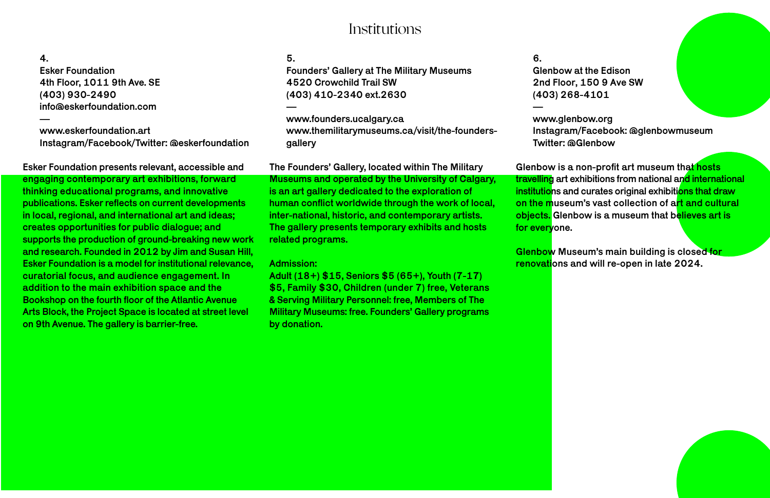# Institutions

**4.**
**Esker Foundation**
**4th Floor, 1011 9th Ave. SE**
**(403) 930-2490**
**info@eskerfoundation.com**
**—**
**www.eskerfoundation.art**
**Instagram/Facebook/Twitter: @eskerfoundation**

Esker Foundation presents relevant, accessible and engaging contemporary art exhibitions, forward thinking educational programs, and innovative publications. Esker reflects on current developments in local, regional, and international art and ideas; creates opportunities for public dialogue; and supports the production of ground-breaking new work and research. Founded in 2012 by Jim and Susan Hill, Esker Foundation is a model for institutional relevance, curatorial focus, and audience engagement. In addition to the main exhibition space and the Bookshop on the fourth floor of the Atlantic Avenue Arts Block, the Project Space is located at street level on 9th Avenue. The gallery is barrier-free.

**5.**
**Founders' Gallery at The Military Museums**
**4520 Crowchild Trail SW**
**(403) 410-2340 ext.2630**
**—**
**www.founders.ucalgary.ca**
**www.themilitarymuseums.ca/visit/the-founders-gallery**

The Founders' Gallery, located within The Military Museums and operated by the University of Calgary, is an art gallery dedicated to the exploration of human conflict worldwide through the work of local, inter-national, historic, and contemporary artists. The gallery presents temporary exhibits and hosts related programs.

Admission:
Adult (18+) $15, Seniors $5 (65+), Youth (7-17) $5, Family $30, Children (under 7) free, Veterans & Serving Military Personnel: free, Members of The Military Museums: free. Founders' Gallery programs by donation.

**6.**
**Glenbow at the Edison**
**2nd Floor, 150 9 Ave SW**
**(403) 268-4101**
**—**
**www.glenbow.org**
**Instagram/Facebook: @glenbowmuseum**
**Twitter: @Glenbow**

Glenbow is a non-profit art museum that hosts travelling art exhibitions from national and international institutions and curates original exhibitions that draw on the museum's vast collection of art and cultural objects. Glenbow is a museum that believes art is for everyone.

Glenbow Museum's main building is closed for renovations and will re-open in late 2024.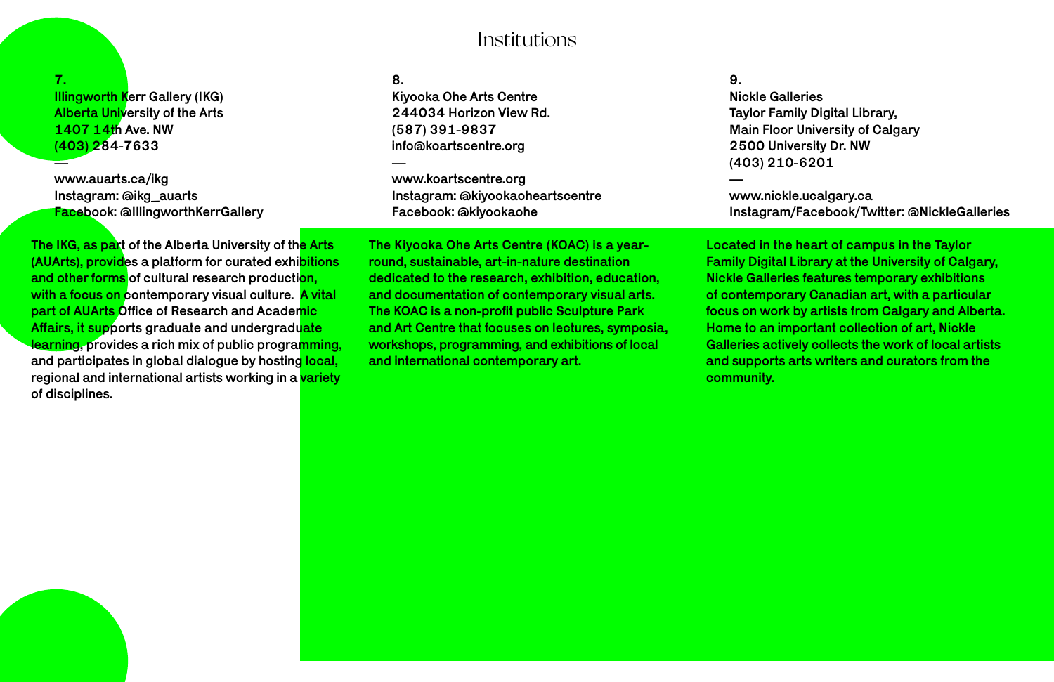# Institutions

**7.**
**Illingworth Kerr Gallery (IKG)**
**Alberta University of the Arts**
**1407 14th Ave. NW**
**(403) 284-7633**
**—**
**www.auarts.ca/ikg**
**Instagram: @ikg_auarts**
**Facebook: @IllingworthKerrGallery**

**The IKG, as part of the Alberta University of the Arts (AUArts), provides a platform for curated exhibitions and other forms of cultural research production, with a focus on contemporary visual culture. A vital part of AUArts Office of Research and Academic Affairs, it supports graduate and undergraduate learning, provides a rich mix of public programming, and participates in global dialogue by hosting local, regional and international artists working in a variety of disciplines.**

**8.**
**Kiyooka Ohe Arts Centre**
**244034 Horizon View Rd.**
**(587) 391-9837**
**info@koartscentre.org**
**—**
**www.koartscentre.org**
**Instagram: @kiyookaoheartscentre**
**Facebook: @kiyookaohe**

**The Kiyooka Ohe Arts Centre (KOAC) is a year-round, sustainable, art-in-nature destination dedicated to the research, exhibition, education, and documentation of contemporary visual arts. The KOAC is a non-profit public Sculpture Park and Art Centre that focuses on lectures, symposia, workshops, programming, and exhibitions of local and international contemporary art.**

**9.**
**Nickle Galleries**
**Taylor Family Digital Library,**
**Main Floor University of Calgary**
**2500 University Dr. NW**
**(403) 210-6201**
**—**
**www.nickle.ucalgary.ca**
**Instagram/Facebook/Twitter: @NickleGalleries**

**Located in the heart of campus in the Taylor Family Digital Library at the University of Calgary, Nickle Galleries features temporary exhibitions of contemporary Canadian art, with a particular focus on work by artists from Calgary and Alberta. Home to an important collection of art, Nickle Galleries actively collects the work of local artists and supports arts writers and curators from the community.**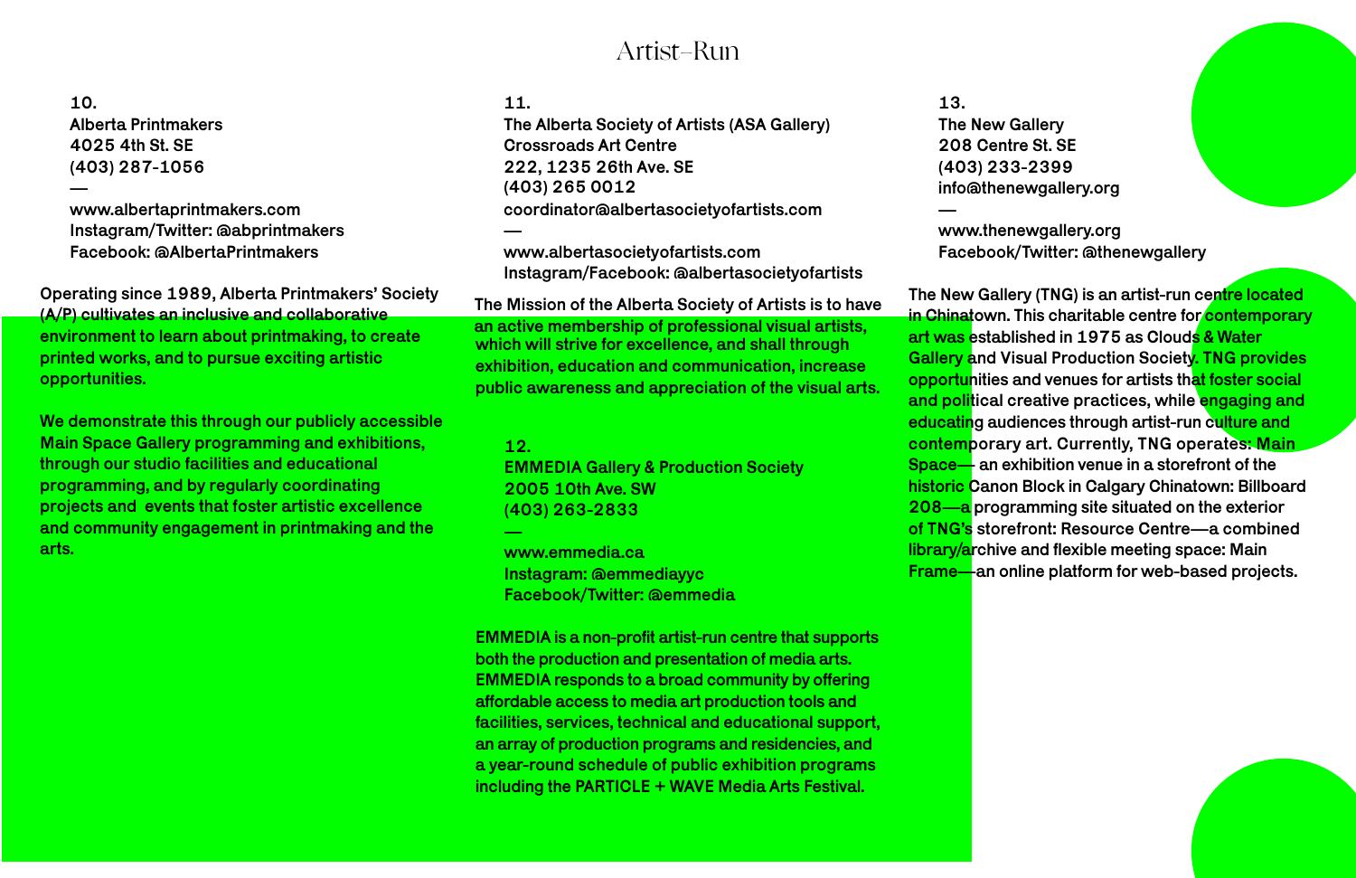# Artist-Run

**10.**
**Alberta Printmakers**
**4025 4th St. SE**
**(403) 287-1056**
**—**
**www.albertaprintmakers.com**
**Instagram/Twitter: @abprintmakers**
**Facebook: @AlbertaPrintmakers**

**Operating since 1989, Alberta Printmakers' Society (A/P) cultivates an inclusive and collaborative environment to learn about printmaking, to create printed works, and to pursue exciting artistic opportunities.**

**We demonstrate this through our publicly accessible Main Space Gallery programming and exhibitions, through our studio facilities and educational programming, and by regularly coordinating projects and events that foster artistic excellence and community engagement in printmaking and the arts.**

**11.**
**The Alberta Society of Artists (ASA Gallery)**
**Crossroads Art Centre**
**222, 1235 26th Ave. SE**
**(403) 265 0012**
**coordinator@albertasocietyofartists.com**
**—**
**www.albertasocietyofartists.com**
**Instagram/Facebook: @albertasocietyofartists**

**The Mission of the Alberta Society of Artists is to have an active membership of professional visual artists, which will strive for excellence, and shall through exhibition, education and communication, increase public awareness and appreciation of the visual arts.**

**12.**
**EMMEDIA Gallery & Production Society**
**2005 10th Ave. SW**
**(403) 263-2833**
**—**
**www.emmedia.ca**
**Instagram: @emmediayyc**
**Facebook/Twitter: @emmedia**

**EMMEDIA is a non-profit artist-run centre that supports both the production and presentation of media arts. EMMEDIA responds to a broad community by offering affordable access to media art production tools and facilities, services, technical and educational support, an array of production programs and residencies, and a year-round schedule of public exhibition programs including the PARTICLE + WAVE Media Arts Festival.**

**13.**
**The New Gallery**
**208 Centre St. SE**
**(403) 233-2399**
**info@thenewgallery.org**
**—**
**www.thenewgallery.org**
**Facebook/Twitter: @thenewgallery**

**The New Gallery (TNG) is an artist-run centre located in Chinatown. This charitable centre for contemporary art was established in 1975 as Clouds & Water Gallery and Visual Production Society. TNG provides opportunities and venues for artists that foster social and political creative practices, while engaging and educating audiences through artist-run culture and contemporary art. Currently, TNG operates: Main Space— an exhibition venue in a storefront of the historic Canon Block in Calgary Chinatown: Billboard 208—a programming site situated on the exterior of TNG's storefront: Resource Centre—a combined library/archive and flexible meeting space: Main Frame—an online platform for web-based projects.**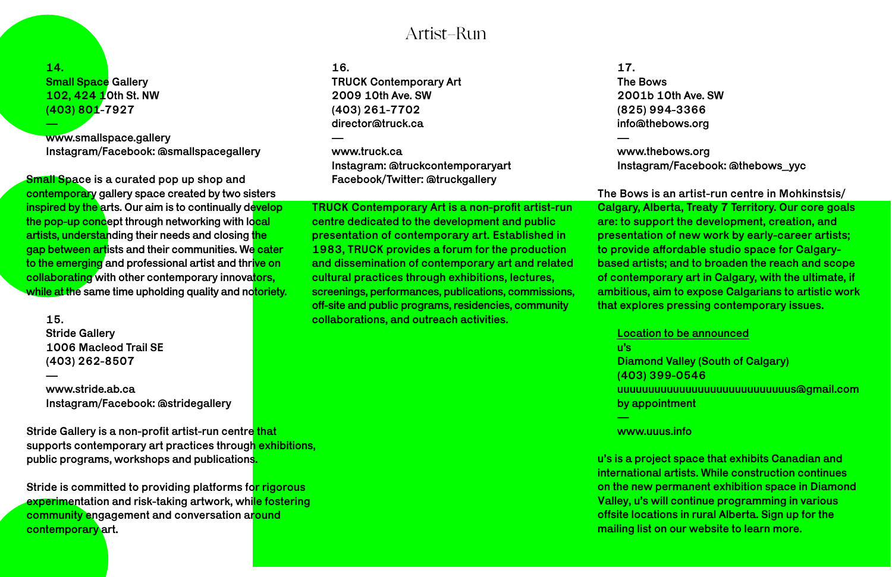# Artist-Run

**14.**
**Small Space Gallery**
**102, 424 10th St. NW**
**(403) 801-7927**
**—**
**www.smallspace.gallery**
**Instagram/Facebook: @smallspacegallery**

Small Space is a curated pop up shop and contemporary gallery space created by two sisters inspired by the arts. Our aim is to continually develop the pop-up concept through networking with local artists, understanding their needs and closing the gap between artists and their communities. We cater to the emerging and professional artist and thrive on collaborating with other contemporary innovators, while at the same time upholding quality and notoriety.

**15.**
**Stride Gallery**
**1006 Macleod Trail SE**
**(403) 262-8507**
**—**
**www.stride.ab.ca**
**Instagram/Facebook: @stridegallery**

Stride Gallery is a non-profit artist-run centre that supports contemporary art practices through exhibitions, public programs, workshops and publications.

Stride is committed to providing platforms for rigorous experimentation and risk-taking artwork, while fostering community engagement and conversation around contemporary art.

**16.**
**TRUCK Contemporary Art**
**2009 10th Ave. SW**
**(403) 261-7702**
**director@truck.ca**
**—**
**www.truck.ca**
**Instagram: @truckcontemporaryart**
**Facebook/Twitter: @truckgallery**

TRUCK Contemporary Art is a non-profit artist-run centre dedicated to the development and public presentation of contemporary art. Established in 1983, TRUCK provides a forum for the production and dissemination of contemporary art and related cultural practices through exhibitions, lectures, screenings, performances, publications, commissions, off-site and public programs, residencies, community collaborations, and outreach activities.

**17.**
**The Bows**
**2001b 10th Ave. SW**
**(825) 994-3366**
**info@thebows.org**
**—**
**www.thebows.org**
**Instagram/Facebook: @thebows_yyc**

The Bows is an artist-run centre in Mohkinstsis/Calgary, Alberta, Treaty 7 Territory. Our core goals are: to support the development, creation, and presentation of new work by early-career artists; to provide affordable studio space for Calgary-based artists; and to broaden the reach and scope of contemporary art in Calgary, with the ultimate, if ambitious, aim to expose Calgarians to artistic work that explores pressing contemporary issues.

**<u>Location to be announced</u>**
**u's**
**Diamond Valley (South of Calgary)**
**(403) 399-0546**
**uuuuuuuuuuuuuuuuuuuuuuuuuuuus@gmail.com**
**by appointment**
**—**
**www.uuus.info**

u's is a project space that exhibits Canadian and international artists. While construction continues on the new permanent exhibition space in Diamond Valley, u's will continue programming in various offsite locations in rural Alberta. Sign up for the mailing list on our website to learn more.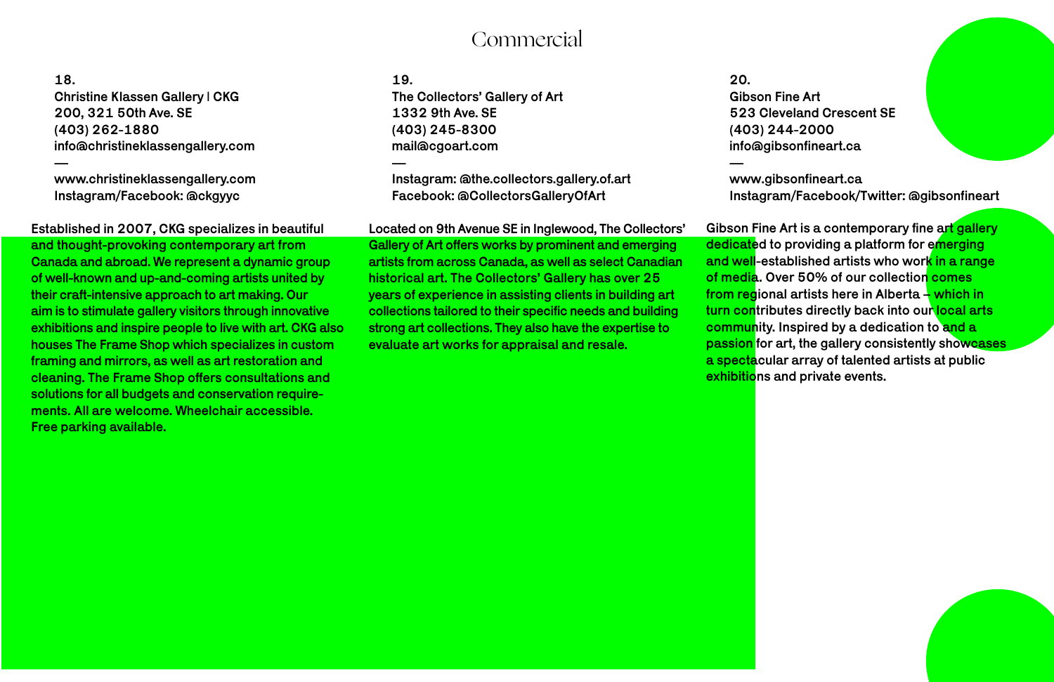# Commercial

**18.**
**Christine Klassen Gallery | CKG**
**200, 321 50th Ave. SE**
**(403) 262-1880**
**info@christineklassengallery.com**
**—**
**www.christineklassengallery.com**
**Instagram/Facebook: @ckgyyc**

Established in 2007, CKG specializes in beautiful and thought-provoking contemporary art from Canada and abroad. We represent a dynamic group of well-known and up-and-coming artists united by their craft-intensive approach to art making. Our aim is to stimulate gallery visitors through innovative exhibitions and inspire people to live with art. CKG also houses The Frame Shop which specializes in custom framing and mirrors, as well as art restoration and cleaning. The Frame Shop offers consultations and solutions for all budgets and conservation requirements. All are welcome. Wheelchair accessible. Free parking available.

**19.**
**The Collectors' Gallery of Art**
**1332 9th Ave. SE**
**(403) 245-8300**
**mail@cgoart.com**
**—**
**Instagram: @the.collectors.gallery.of.art**
**Facebook: @CollectorsGalleryOfArt**

Located on 9th Avenue SE in Inglewood, The Collectors' Gallery of Art offers works by prominent and emerging artists from across Canada, as well as select Canadian historical art. The Collectors' Gallery has over 25 years of experience in assisting clients in building art collections tailored to their specific needs and building strong art collections. They also have the expertise to evaluate art works for appraisal and resale.

**20.**
**Gibson Fine Art**
**523 Cleveland Crescent SE**
**(403) 244-2000**
**info@gibsonfineart.ca**
**—**
**www.gibsonfineart.ca**
**Instagram/Facebook/Twitter: @gibsonfineart**

Gibson Fine Art is a contemporary fine art gallery dedicated to providing a platform for emerging and well-established artists who work in a range of media. Over 50% of our collection comes from regional artists here in Alberta – which in turn contributes directly back into our local arts community. Inspired by a dedication to and a passion for art, the gallery consistently showcases a spectacular array of talented artists at public exhibitions and private events.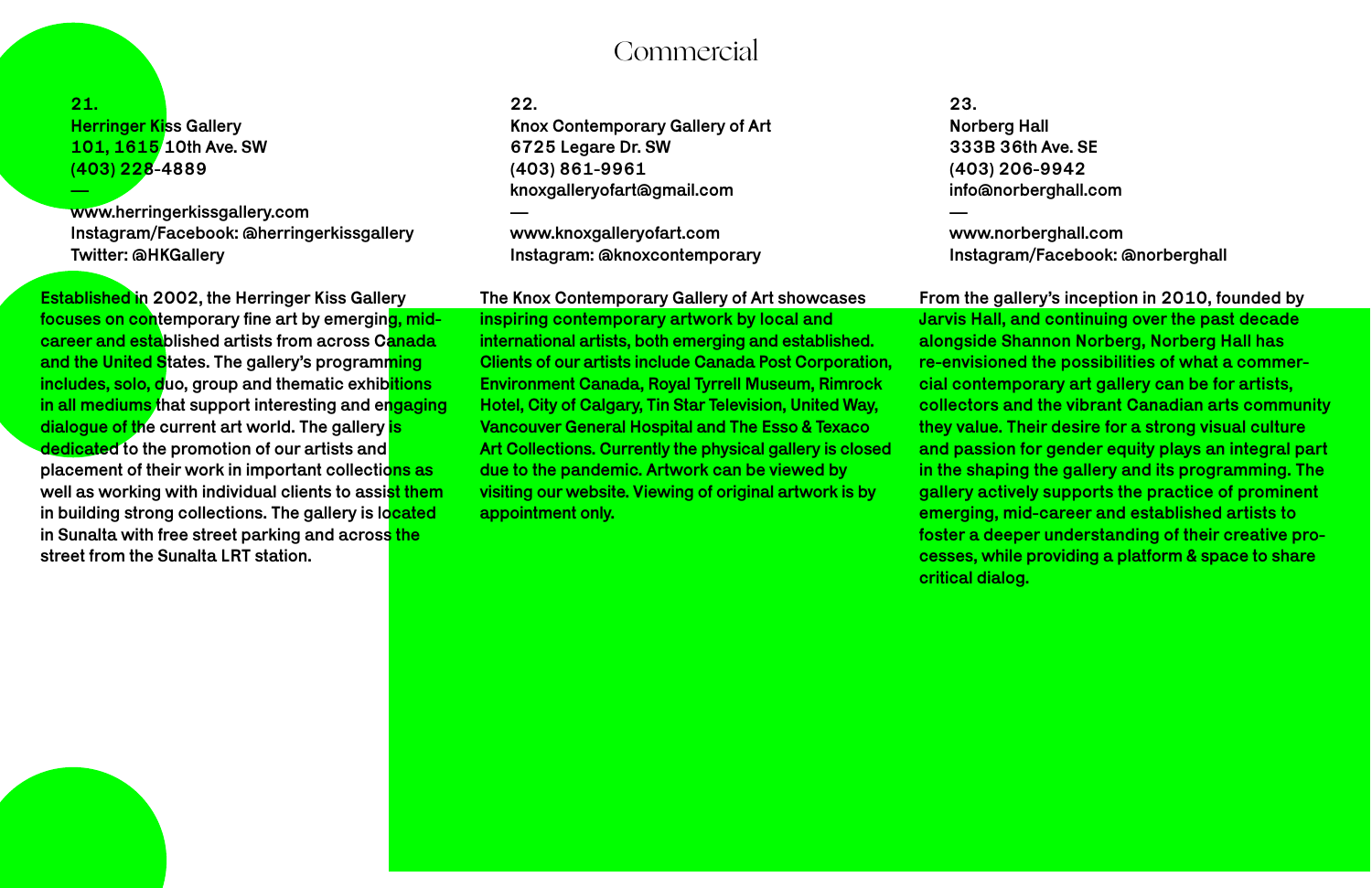# Commercial

**21.**
**Herringer Kiss Gallery**
101, 1615 10th Ave. SW
(403) 228-4889
—
www.herringerkissgallery.com
Instagram/Facebook: @herringerkissgallery
Twitter: @HKGallery

Established in 2002, the Herringer Kiss Gallery focuses on contemporary fine art by emerging, mid-career and established artists from across Canada and the United States. The gallery's programming includes, solo, duo, group and thematic exhibitions in all mediums that support interesting and engaging dialogue of the current art world. The gallery is dedicated to the promotion of our artists and placement of their work in important collections as well as working with individual clients to assist them in building strong collections. The gallery is located in Sunalta with free street parking and across the street from the Sunalta LRT station.

**22.**
**Knox Contemporary Gallery of Art**
6725 Legare Dr. SW
(403) 861-9961
knoxgalleryofart@gmail.com
—
www.knoxgalleryofart.com
Instagram: @knoxcontemporary

The Knox Contemporary Gallery of Art showcases inspiring contemporary artwork by local and international artists, both emerging and established. Clients of our artists include Canada Post Corporation, Environment Canada, Royal Tyrrell Museum, Rimrock Hotel, City of Calgary, Tin Star Television, United Way, Vancouver General Hospital and The Esso & Texaco Art Collections. Currently the physical gallery is closed due to the pandemic. Artwork can be viewed by visiting our website. Viewing of original artwork is by appointment only.

**23.**
**Norberg Hall**
333B 36th Ave. SE
(403) 206-9942
info@norberghall.com
—
www.norberghall.com
Instagram/Facebook: @norberghall

From the gallery's inception in 2010, founded by Jarvis Hall, and continuing over the past decade alongside Shannon Norberg, Norberg Hall has re-envisioned the possibilities of what a commercial contemporary art gallery can be for artists, collectors and the vibrant Canadian arts community they value. Their desire for a strong visual culture and passion for gender equity plays an integral part in the shaping the gallery and its programming. The gallery actively supports the practice of prominent emerging, mid-career and established artists to foster a deeper understanding of their creative processes, while providing a platform & space to share critical dialog.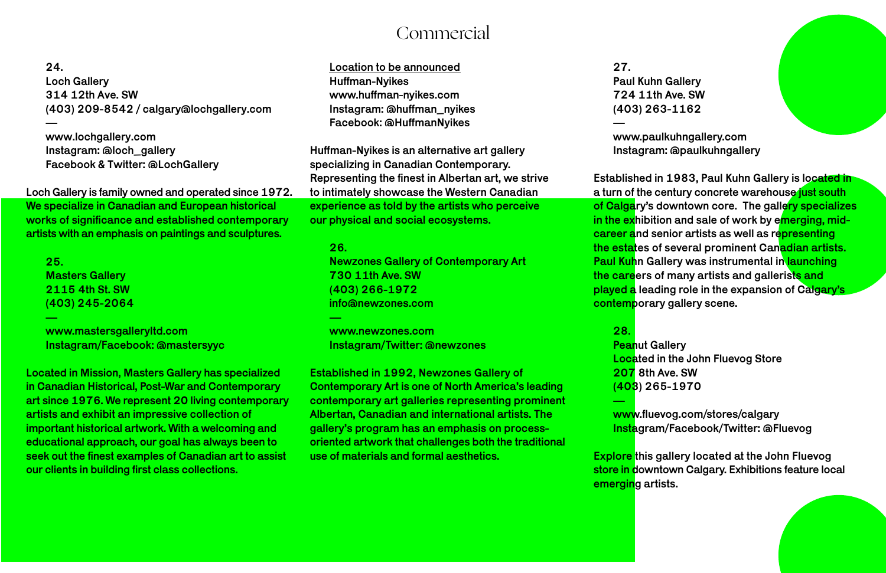# Commercial

**24.**
**Loch Gallery**
**314 12th Ave. SW**
**(403) 209-8542 / calgary@lochgallery.com**
**—**
**www.lochgallery.com**
**Instagram: @loch_gallery**
**Facebook & Twitter: @LochGallery**

Loch Gallery is family owned and operated since 1972. We specialize in Canadian and European historical works of significance and established contemporary artists with an emphasis on paintings and sculptures.

**25.**
**Masters Gallery**
**2115 4th St. SW**
**(403) 245-2064**
**—**
**www.mastersgalleryltd.com**
**Instagram/Facebook: @mastersyyc**

Located in Mission, Masters Gallery has specialized in Canadian Historical, Post-War and Contemporary art since 1976. We represent 20 living contemporary artists and exhibit an impressive collection of important historical artwork. With a welcoming and educational approach, our goal has always been to seek out the finest examples of Canadian art to assist our clients in building first class collections.

**Location to be announced**
**Huffman-Nyikes**
**www.huffman-nyikes.com**
**Instagram: @huffman_nyikes**
**Facebook: @HuffmanNyikes**

Huffman-Nyikes is an alternative art gallery specializing in Canadian Contemporary. Representing the finest in Albertan art, we strive to intimately showcase the Western Canadian experience as told by the artists who perceive our physical and social ecosystems.

**26.**
**Newzones Gallery of Contemporary Art**
**730 11th Ave. SW**
**(403) 266-1972**
**info@newzones.com**
**—**
**www.newzones.com**
**Instagram/Twitter: @newzones**

Established in 1992, Newzones Gallery of Contemporary Art is one of North America's leading contemporary art galleries representing prominent Albertan, Canadian and international artists. The gallery's program has an emphasis on process-oriented artwork that challenges both the traditional use of materials and formal aesthetics.

**27.**
**Paul Kuhn Gallery**
**724 11th Ave. SW**
**(403) 263-1162**
**—**
**www.paulkuhngallery.com**
**Instagram: @paulkuhngallery**

Established in 1983, Paul Kuhn Gallery is located in a turn of the century concrete warehouse just south of Calgary's downtown core. The gallery specializes in the exhibition and sale of work by emerging, mid-career and senior artists as well as representing the estates of several prominent Canadian artists. Paul Kuhn Gallery was instrumental in launching the careers of many artists and gallerists and played a leading role in the expansion of Calgary's contemporary gallery scene.

**28.**
**Peanut Gallery**
**Located in the John Fluevog Store**
**207 8th Ave. SW**
**(403) 265-1970**
**—**
**www.fluevog.com/stores/calgary**
**Instagram/Facebook/Twitter: @Fluevog**

Explore this gallery located at the John Fluevog store in downtown Calgary. Exhibitions feature local emerging artists.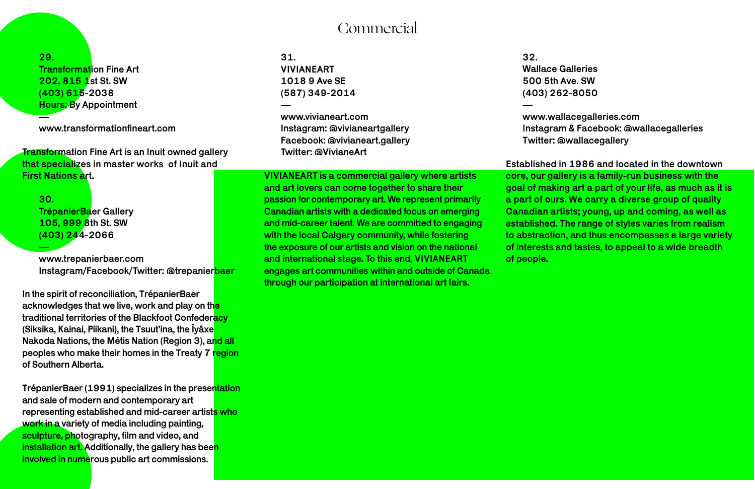# Commercial

**29.**
**Transformation Fine Art**
202, 815 1st St. SW
(403) 615-2038
Hours: By Appointment
—
www.transformationfineart.com

Transformation Fine Art is an Inuit owned gallery that specializes in master works of Inuit and First Nations art.

**30.**
**TrépanierBaer Gallery**
105, 999 8th St. SW
(403) 244-2066
—
www.trepanierbaer.com
Instagram/Facebook/Twitter: @trepanierbaer

In the spirit of reconciliation, TrépanierBaer acknowledges that we live, work and play on the traditional territories of the Blackfoot Confederacy (Siksika, Kainai, Piikani), the Tsuut'ina, the Îyâxe Nakoda Nations, the Métis Nation (Region 3), and all peoples who make their homes in the Treaty 7 region of Southern Alberta.

TrépanierBaer (1991) specializes in the presentation and sale of modern and contemporary art representing established and mid-career artists who work in a variety of media including painting, sculpture, photography, film and video, and installation art. Additionally, the gallery has been involved in numerous public art commissions.

**31.**
**VIVIANEART**
1018 9 Ave SE
(587) 349-2014
—
www.vivianeart.com
Instagram: @vivianeartgallery
Facebook: @vivianeart.gallery
Twitter: @VivianeArt

VIVIANEART is a commercial gallery where artists and art lovers can come together to share their passion for contemporary art. We represent primarily Canadian artists with a dedicated focus on emerging and mid-career talent. We are committed to engaging with the local Calgary community, while fostering the exposure of our artists and vision on the national and international stage. To this end, VIVIANEART engages art communities within and outside of Canada through our participation at international art fairs.

**32.**
**Wallace Galleries**
500 5th Ave. SW
(403) 262-8050
—
www.wallacegalleries.com
Instagram & Facebook: @wallacegalleries
Twitter: @wallacegallery

Established in 1986 and located in the downtown core, our gallery is a family-run business with the goal of making art a part of your life, as much as it is a part of ours. We carry a diverse group of quality Canadian artists; young, up and coming, as well as established. The range of styles varies from realism to abstraction, and thus encompasses a large variety of interests and tastes, to appeal to a wide breadth of people.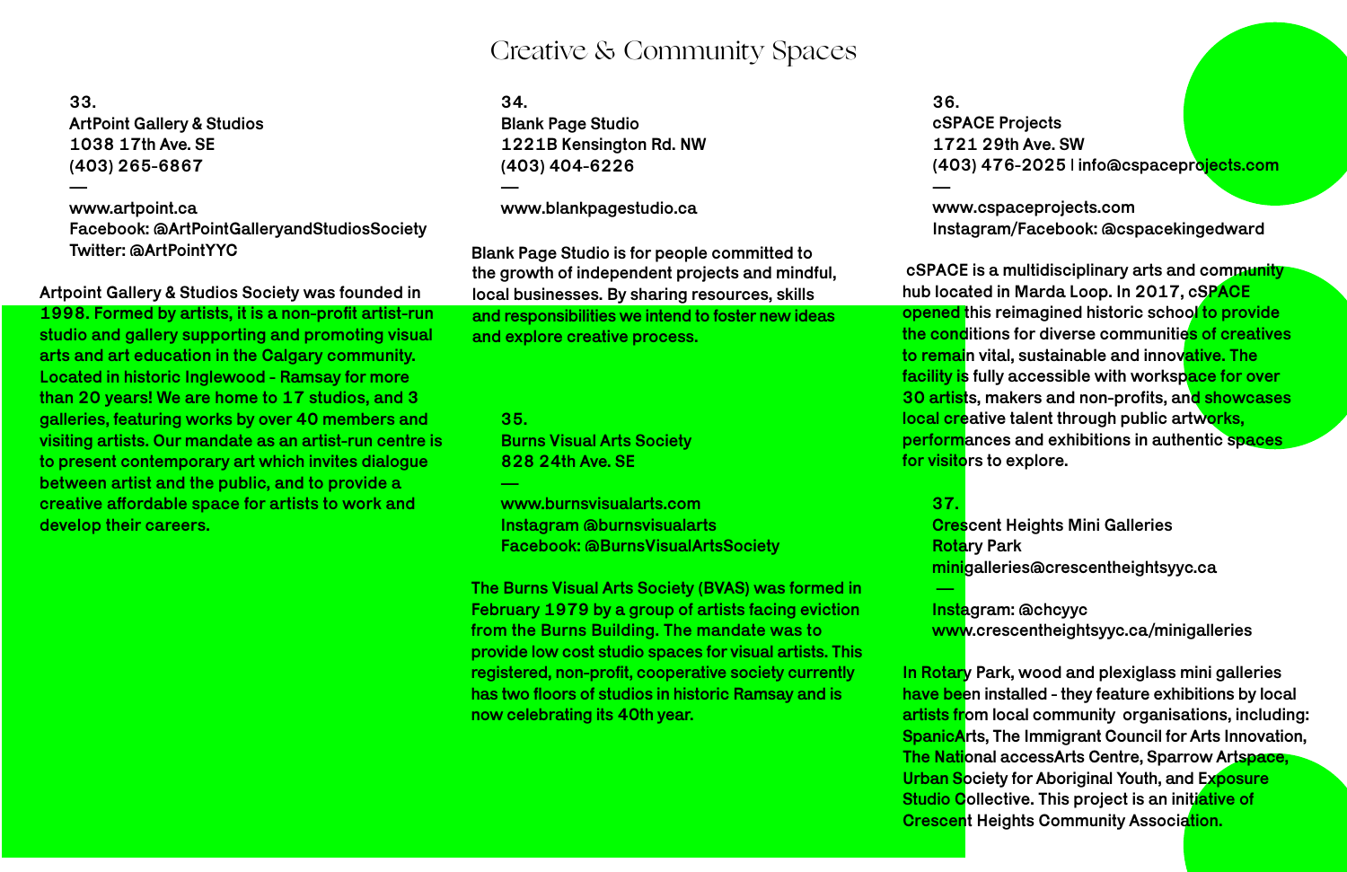# Creative & Community Spaces

**33.**
**ArtPoint Gallery & Studios**
**1038 17th Ave. SE**
**(403) 265-6867**
**—**
**www.artpoint.ca**
**Facebook: @ArtPointGalleryandStudiosSociety**
**Twitter: @ArtPointYYC**

Artpoint Gallery & Studios Society was founded in 1998. Formed by artists, it is a non-profit artist-run studio and gallery supporting and promoting visual arts and art education in the Calgary community. Located in historic Inglewood - Ramsay for more than 20 years! We are home to 17 studios, and 3 galleries, featuring works by over 40 members and visiting artists. Our mandate as an artist-run centre is to present contemporary art which invites dialogue between artist and the public, and to provide a creative affordable space for artists to work and develop their careers.

**34.**
**Blank Page Studio**
**1221B Kensington Rd. NW**
**(403) 404-6226**
**—**
**www.blankpagestudio.ca**

Blank Page Studio is for people committed to the growth of independent projects and mindful, local businesses. By sharing resources, skills and responsibilities we intend to foster new ideas and explore creative process.

**35.**
**Burns Visual Arts Society**
**828 24th Ave. SE**
**—**
**www.burnsvisualarts.com**
**Instagram @burnsvisualarts**
**Facebook: @BurnsVisualArtsSociety**

The Burns Visual Arts Society (BVAS) was formed in February 1979 by a group of artists facing eviction from the Burns Building. The mandate was to provide low cost studio spaces for visual artists. This registered, non-profit, cooperative society currently has two floors of studios in historic Ramsay and is now celebrating its 40th year.

**36.**
**cSPACE Projects**
**1721 29th Ave. SW**
**(403) 476-2025 | info@cspaceprojects.com**
**—**
**www.cspaceprojects.com**
**Instagram/Facebook: @cspacekingedward**

cSPACE is a multidisciplinary arts and community hub located in Marda Loop. In 2017, cSPACE opened this reimagined historic school to provide the conditions for diverse communities of creatives to remain vital, sustainable and innovative. The facility is fully accessible with workspace for over 30 artists, makers and non-profits, and showcases local creative talent through public artworks, performances and exhibitions in authentic spaces for visitors to explore.

**37.**
**Crescent Heights Mini Galleries**
**Rotary Park**
**minigalleries@crescentheightsyyc.ca**
**—**
**Instagram: @chcyyc**
**www.crescentheightsyyc.ca/minigalleries**

In Rotary Park, wood and plexiglass mini galleries have been installed - they feature exhibitions by local artists from local community organisations, including: SpanicArts, The Immigrant Council for Arts Innovation, The National accessArts Centre, Sparrow Artspace, Urban Society for Aboriginal Youth, and Exposure Studio Collective. This project is an initiative of Crescent Heights Community Association.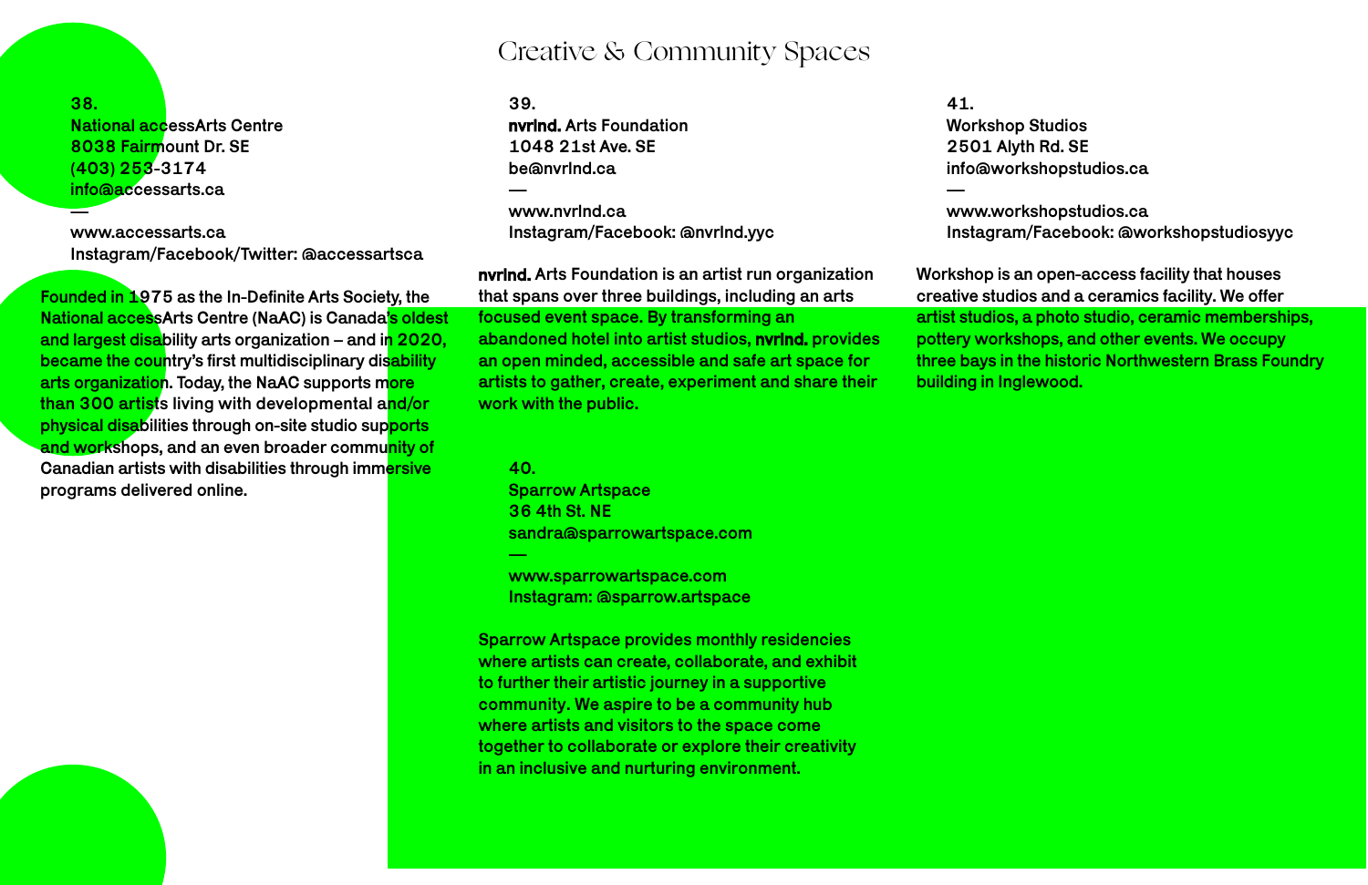# Creative & Community Spaces

**38.**
**National accessArts Centre**
**8038 Fairmount Dr. SE**
**(403) 253-3174**
**info@accessarts.ca**
**—**
**www.accessarts.ca**
**Instagram/Facebook/Twitter: @accessartsca**

Founded in 1975 as the In-Definite Arts Society, the National accessArts Centre (NaAC) is Canada's oldest and largest disability arts organization – and in 2020, became the country's first multidisciplinary disability arts organization. Today, the NaAC supports more than 300 artists living with developmental and/or physical disabilities through on-site studio supports and workshops, and an even broader community of Canadian artists with disabilities through immersive programs delivered online.

**39.**
**nvrlnd. Arts Foundation**
**1048 21st Ave. SE**
**be@nvrlnd.ca**
**—**
**www.nvrlnd.ca**
**Instagram/Facebook: @nvrlnd.yyc**

**nvrlnd.** Arts Foundation is an artist run organization that spans over three buildings, including an arts focused event space. By transforming an abandoned hotel into artist studios, **nvrlnd.** provides an open minded, accessible and safe art space for artists to gather, create, experiment and share their work with the public.

**40.**
**Sparrow Artspace**
**36 4th St. NE**
**sandra@sparrowartspace.com**
**—**
**www.sparrowartspace.com**
**Instagram: @sparrow.artspace**

Sparrow Artspace provides monthly residencies where artists can create, collaborate, and exhibit to further their artistic journey in a supportive community. We aspire to be a community hub where artists and visitors to the space come together to collaborate or explore their creativity in an inclusive and nurturing environment.

**41.**
**Workshop Studios**
**2501 Alyth Rd. SE**
**info@workshopstudios.ca**
**—**
**www.workshopstudios.ca**
**Instagram/Facebook: @workshopstudiosyyc**

Workshop is an open-access facility that houses creative studios and a ceramics facility. We offer artist studios, a photo studio, ceramic memberships, pottery workshops, and other events. We occupy three bays in the historic Northwestern Brass Foundry building in Inglewood.